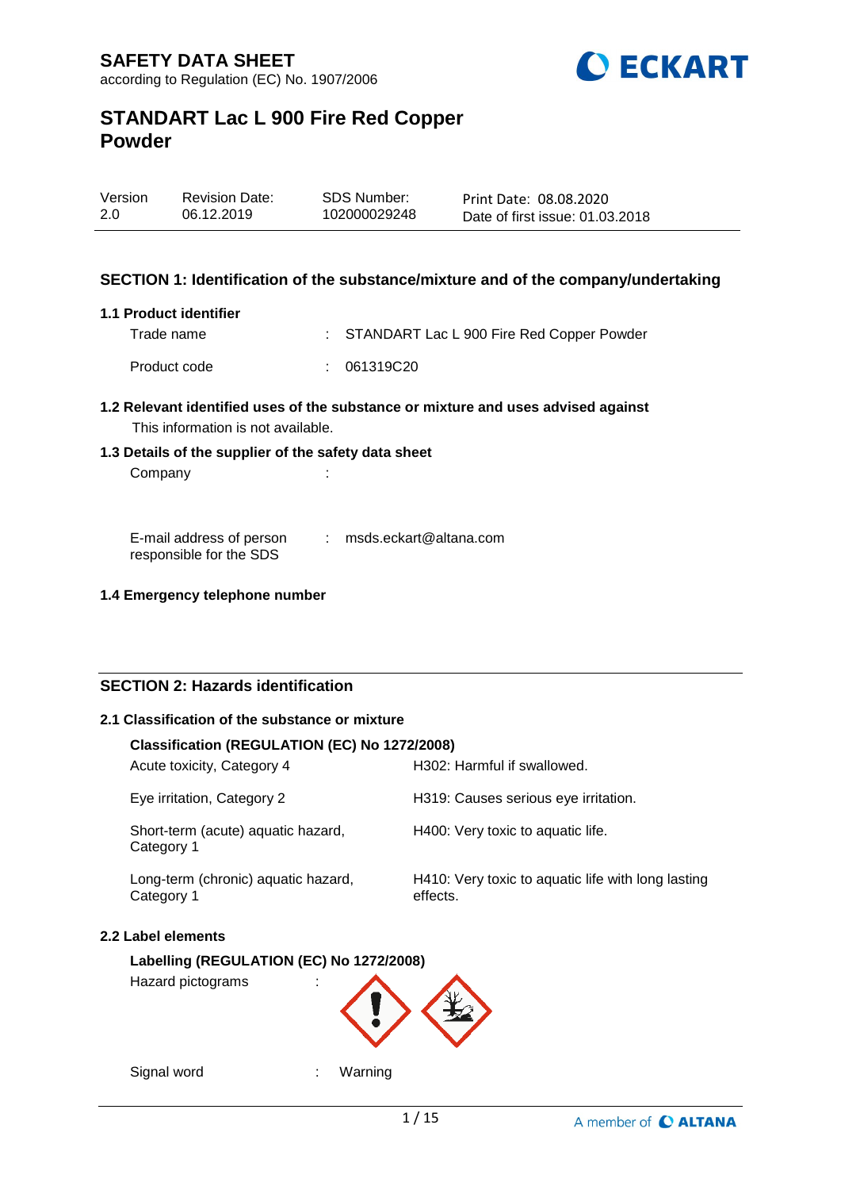# SAFETY DATA SHEET

according to Regulation (EC) No. 1907/2006

# STANDART Lac L 900 Fire Red Copper Powder

| Version | Revision Date: | SDS Number: | Print Date: 08.08.2020 |
|---|---|---|---|
| 2.0 | 06.12.2019 | 102000029248 | Date of first issue: 01.03.2018 |

## SECTION 1: Identification of the substance/mixture and of the company/undertaking

### 1.1 Product identifier

Trade name : STANDART Lac L 900 Fire Red Copper Powder

Product code : 061319C20

### 1.2 Relevant identified uses of the substance or mixture and uses advised against

This information is not available.

### 1.3 Details of the supplier of the safety data sheet

Company :

E-mail address of person responsible for the SDS : msds.eckart@altana.com

### 1.4 Emergency telephone number

## SECTION 2: Hazards identification

### 2.1 Classification of the substance or mixture

**Classification (REGULATION (EC) No 1272/2008)**

| | |
|---|---|
| Acute toxicity, Category 4 | H302: Harmful if swallowed. |
| Eye irritation, Category 2 | H319: Causes serious eye irritation. |
| Short-term (acute) aquatic hazard, Category 1 | H400: Very toxic to aquatic life. |
| Long-term (chronic) aquatic hazard, Category 1 | H410: Very toxic to aquatic life with long lasting effects. |

### 2.2 Label elements

**Labelling (REGULATION (EC) No 1272/2008)**

Hazard pictograms :

Signal word : Warning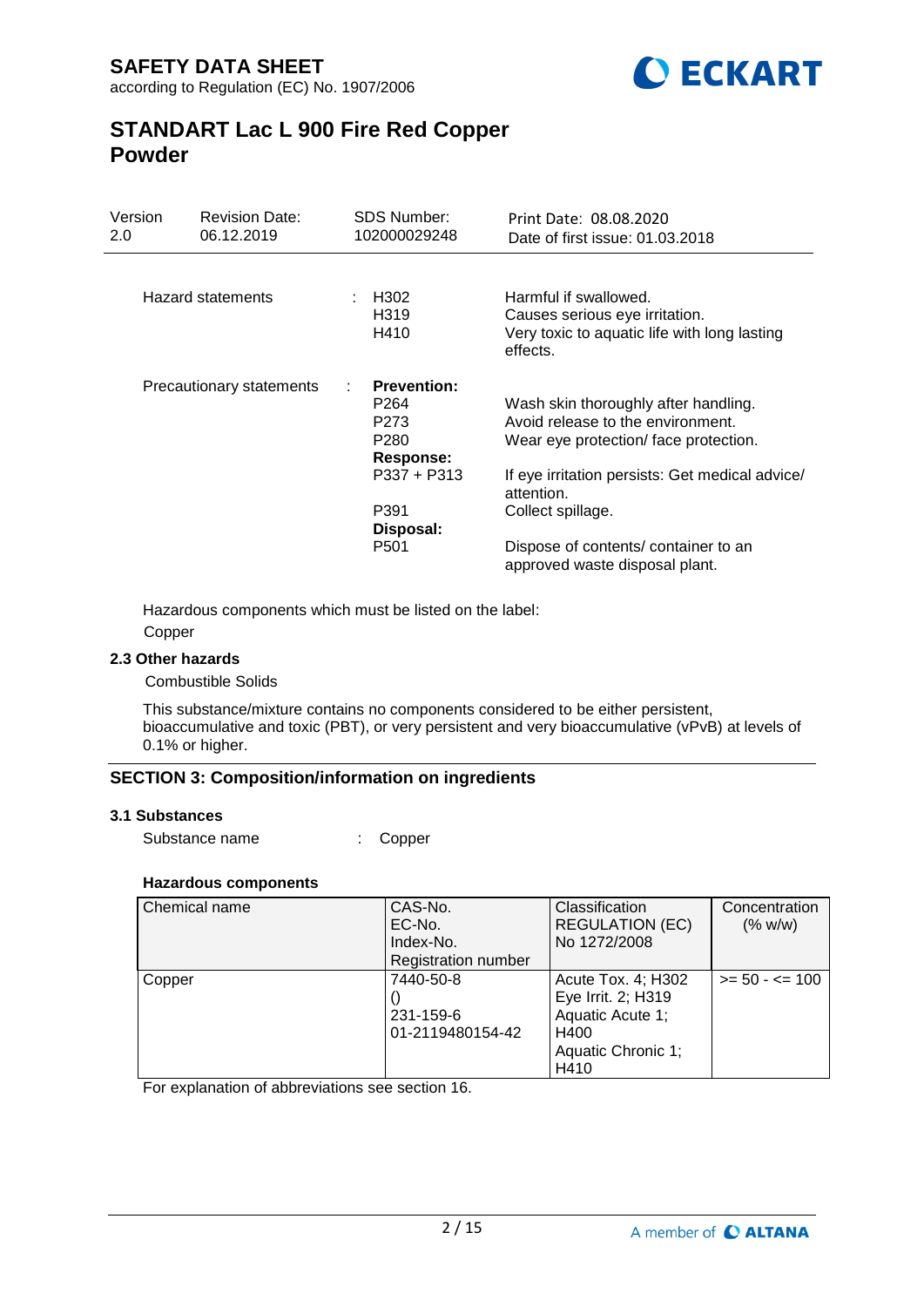Hazard statements : H302 Harmful if swallowed.
H319 Causes serious eye irritation.
H410 Very toxic to aquatic life with long lasting effects.

Precautionary statements :

**Prevention:**

P264 Wash skin thoroughly after handling.
P273 Avoid release to the environment.
P280 Wear eye protection/ face protection.

**Response:**

P337 + P313 If eye irritation persists: Get medical advice/ attention.
P391 Collect spillage.

**Disposal:**

P501 Dispose of contents/ container to an approved waste disposal plant.

Hazardous components which must be listed on the label:
Copper

### 2.3 Other hazards

Combustible Solids

This substance/mixture contains no components considered to be either persistent, bioaccumulative and toxic (PBT), or very persistent and very bioaccumulative (vPvB) at levels of 0.1% or higher.

## SECTION 3: Composition/information on ingredients

### 3.1 Substances

Substance name : Copper

#### Hazardous components

| Chemical name | CAS-No.<br>EC-No.<br>Index-No.<br>Registration number | Classification REGULATION (EC) No 1272/2008 | Concentration (% w/w) |
|---|---|---|---|
| Copper | 7440-50-8<br>()<br>231-159-6<br>01-2119480154-42 | Acute Tox. 4; H302<br>Eye Irrit. 2; H319<br>Aquatic Acute 1; H400<br>Aquatic Chronic 1; H410 | >= 50 - <= 100 |

For explanation of abbreviations see section 16.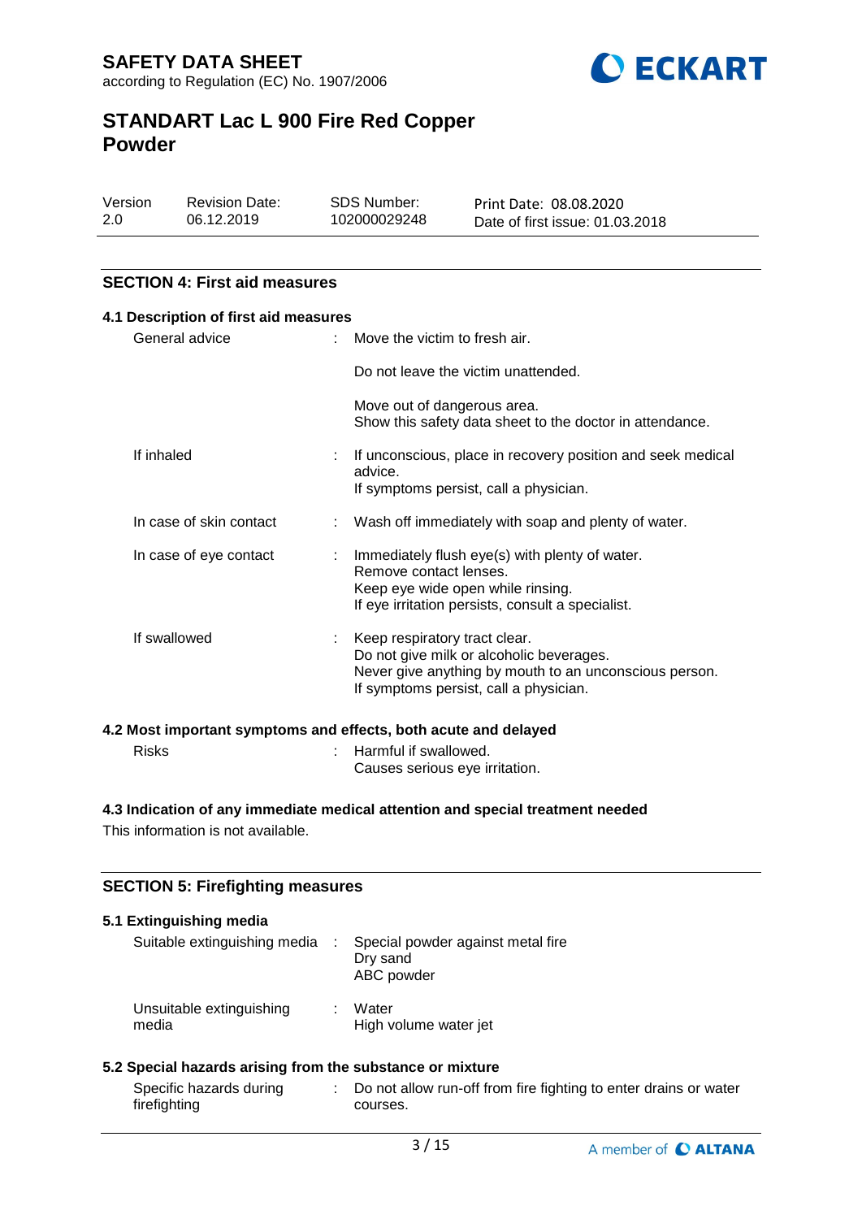# SAFETY DATA SHEET

according to Regulation (EC) No. 1907/2006

# STANDART Lac L 900 Fire Red Copper Powder

| Version | Revision Date: | SDS Number: | Print Date: 08.08.2020 |
|---|---|---|---|
| 2.0 | 06.12.2019 | 102000029248 | Date of first issue: 01.03.2018 |

## SECTION 4: First aid measures

### 4.1 Description of first aid measures

General advice : Move the victim to fresh air.

Do not leave the victim unattended.

Move out of dangerous area.
Show this safety data sheet to the doctor in attendance.

If inhaled : If unconscious, place in recovery position and seek medical advice.
If symptoms persist, call a physician.

In case of skin contact : Wash off immediately with soap and plenty of water.

In case of eye contact : Immediately flush eye(s) with plenty of water.
Remove contact lenses.
Keep eye wide open while rinsing.
If eye irritation persists, consult a specialist.

If swallowed : Keep respiratory tract clear.
Do not give milk or alcoholic beverages.
Never give anything by mouth to an unconscious person.
If symptoms persist, call a physician.

### 4.2 Most important symptoms and effects, both acute and delayed

Risks : Harmful if swallowed.
Causes serious eye irritation.

### 4.3 Indication of any immediate medical attention and special treatment needed

This information is not available.

## SECTION 5: Firefighting measures

### 5.1 Extinguishing media

Suitable extinguishing media : Special powder against metal fire
Dry sand
ABC powder

Unsuitable extinguishing media : Water
High volume water jet

### 5.2 Special hazards arising from the substance or mixture

Specific hazards during firefighting : Do not allow run-off from fire fighting to enter drains or water courses.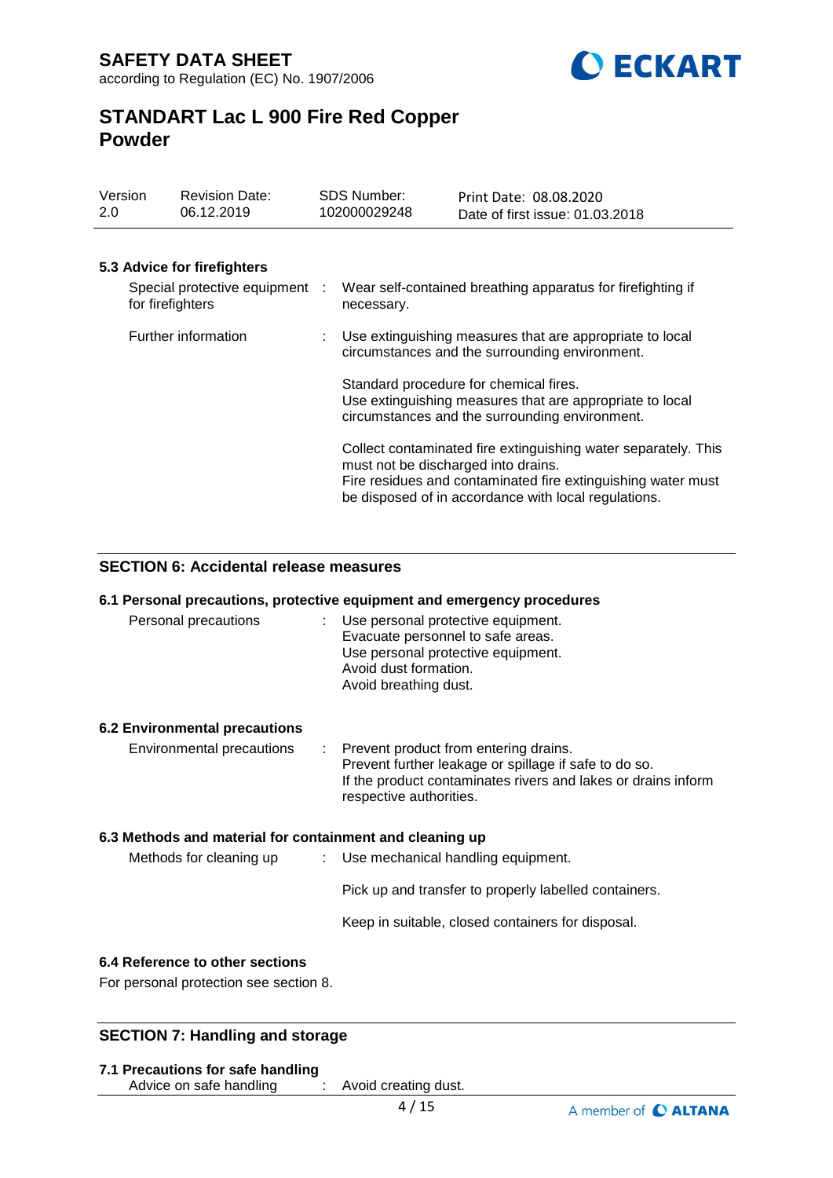### 5.3 Advice for firefighters

| | |
|---|---|
| Special protective equipment for firefighters | Wear self-contained breathing apparatus for firefighting if necessary. |
| Further information | Use extinguishing measures that are appropriate to local circumstances and the surrounding environment. |
| | Standard procedure for chemical fires.<br>Use extinguishing measures that are appropriate to local circumstances and the surrounding environment. |
| | Collect contaminated fire extinguishing water separately. This must not be discharged into drains.<br>Fire residues and contaminated fire extinguishing water must be disposed of in accordance with local regulations. |

## SECTION 6: Accidental release measures

### 6.1 Personal precautions, protective equipment and emergency procedures

| | |
|---|---|
| Personal precautions | Use personal protective equipment.<br>Evacuate personnel to safe areas.<br>Use personal protective equipment.<br>Avoid dust formation.<br>Avoid breathing dust. |

### 6.2 Environmental precautions

| | |
|---|---|
| Environmental precautions | Prevent product from entering drains.<br>Prevent further leakage or spillage if safe to do so.<br>If the product contaminates rivers and lakes or drains inform respective authorities. |

### 6.3 Methods and material for containment and cleaning up

| | |
|---|---|
| Methods for cleaning up | Use mechanical handling equipment. |
| | Pick up and transfer to properly labelled containers. |
| | Keep in suitable, closed containers for disposal. |

### 6.4 Reference to other sections

For personal protection see section 8.

## SECTION 7: Handling and storage

### 7.1 Precautions for safe handling

| | |
|---|---|
| Advice on safe handling | Avoid creating dust. |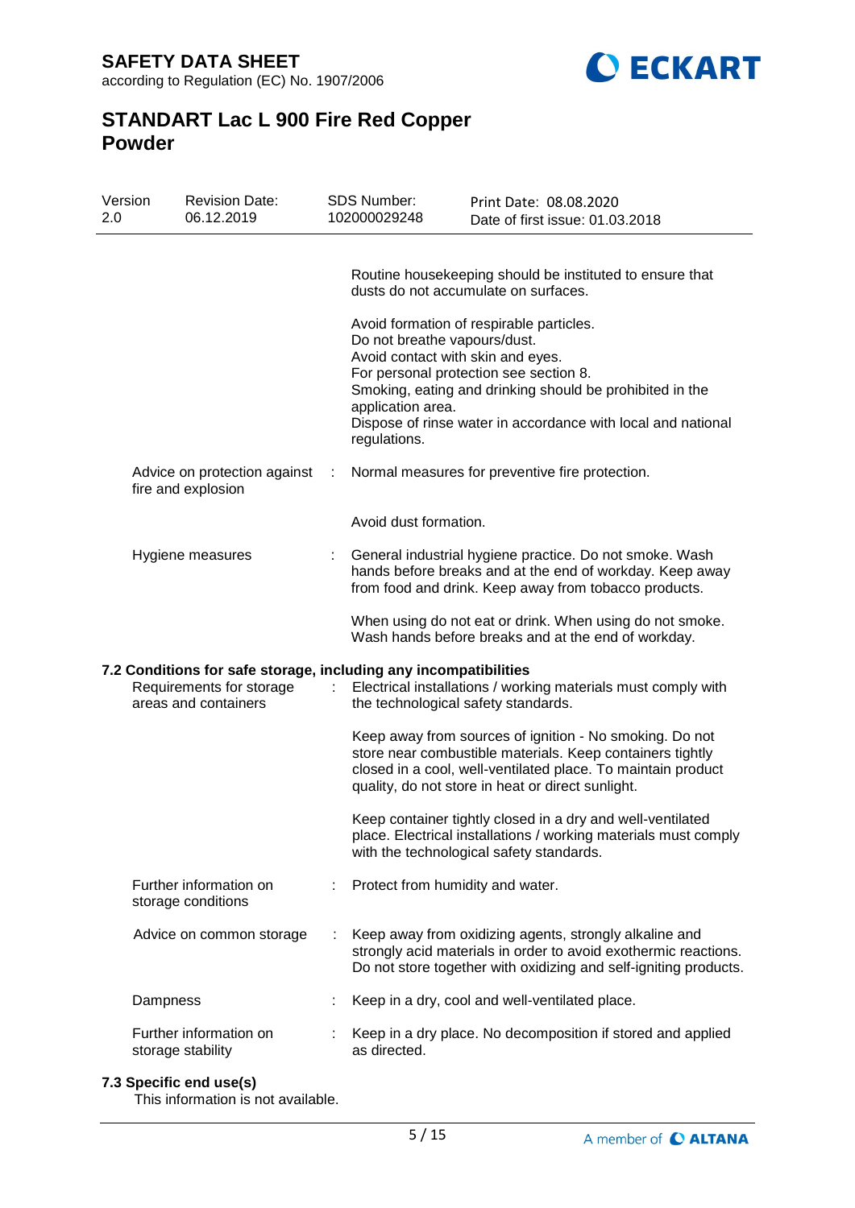Routine housekeeping should be instituted to ensure that dusts do not accumulate on surfaces.

Avoid formation of respirable particles.
Do not breathe vapours/dust.
Avoid contact with skin and eyes.
For personal protection see section 8.
Smoking, eating and drinking should be prohibited in the application area.
Dispose of rinse water in accordance with local and national regulations.

| | | |
|---|---|---|
| Advice on protection against fire and explosion | : | Normal measures for preventive fire protection. |
| | | Avoid dust formation. |
| Hygiene measures | : | General industrial hygiene practice. Do not smoke. Wash hands before breaks and at the end of workday. Keep away from food and drink. Keep away from tobacco products. |
| | | When using do not eat or drink. When using do not smoke. Wash hands before breaks and at the end of workday. |

### 7.2 Conditions for safe storage, including any incompatibilities

| | | |
|---|---|---|
| Requirements for storage areas and containers | : | Electrical installations / working materials must comply with the technological safety standards. |
| | | Keep away from sources of ignition - No smoking. Do not store near combustible materials. Keep containers tightly closed in a cool, well-ventilated place. To maintain product quality, do not store in heat or direct sunlight. |
| | | Keep container tightly closed in a dry and well-ventilated place. Electrical installations / working materials must comply with the technological safety standards. |
| Further information on storage conditions | : | Protect from humidity and water. |
| Advice on common storage | : | Keep away from oxidizing agents, strongly alkaline and strongly acid materials in order to avoid exothermic reactions. Do not store together with oxidizing and self-igniting products. |
| Dampness | : | Keep in a dry, cool and well-ventilated place. |
| Further information on storage stability | : | Keep in a dry place. No decomposition if stored and applied as directed. |

### 7.3 Specific end use(s)

This information is not available.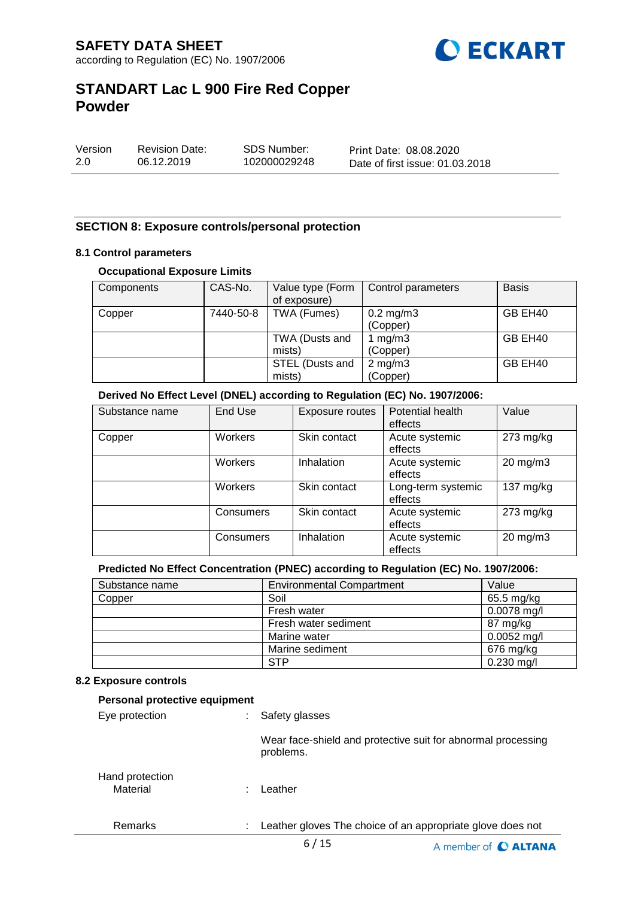## SECTION 8: Exposure controls/personal protection

### 8.1 Control parameters

**Occupational Exposure Limits**

| Components | CAS-No. | Value type (Form of exposure) | Control parameters | Basis |
|---|---|---|---|---|
| Copper | 7440-50-8 | TWA (Fumes) | 0.2 mg/m3 (Copper) | GB EH40 |
| | | TWA (Dusts and mists) | 1 mg/m3 (Copper) | GB EH40 |
| | | STEL (Dusts and mists) | 2 mg/m3 (Copper) | GB EH40 |

**Derived No Effect Level (DNEL) according to Regulation (EC) No. 1907/2006:**

| Substance name | End Use | Exposure routes | Potential health effects | Value |
|---|---|---|---|---|
| Copper | Workers | Skin contact | Acute systemic effects | 273 mg/kg |
| | Workers | Inhalation | Acute systemic effects | 20 mg/m3 |
| | Workers | Skin contact | Long-term systemic effects | 137 mg/kg |
| | Consumers | Skin contact | Acute systemic effects | 273 mg/kg |
| | Consumers | Inhalation | Acute systemic effects | 20 mg/m3 |

**Predicted No Effect Concentration (PNEC) according to Regulation (EC) No. 1907/2006:**

| Substance name | Environmental Compartment | Value |
|---|---|---|
| Copper | Soil | 65.5 mg/kg |
| | Fresh water | 0.0078 mg/l |
| | Fresh water sediment | 87 mg/kg |
| | Marine water | 0.0052 mg/l |
| | Marine sediment | 676 mg/kg |
| | STP | 0.230 mg/l |

### 8.2 Exposure controls

**Personal protective equipment**

Eye protection : Safety glasses

Wear face-shield and protective suit for abnormal processing problems.

Hand protection
Material : Leather

Remarks : Leather gloves The choice of an appropriate glove does not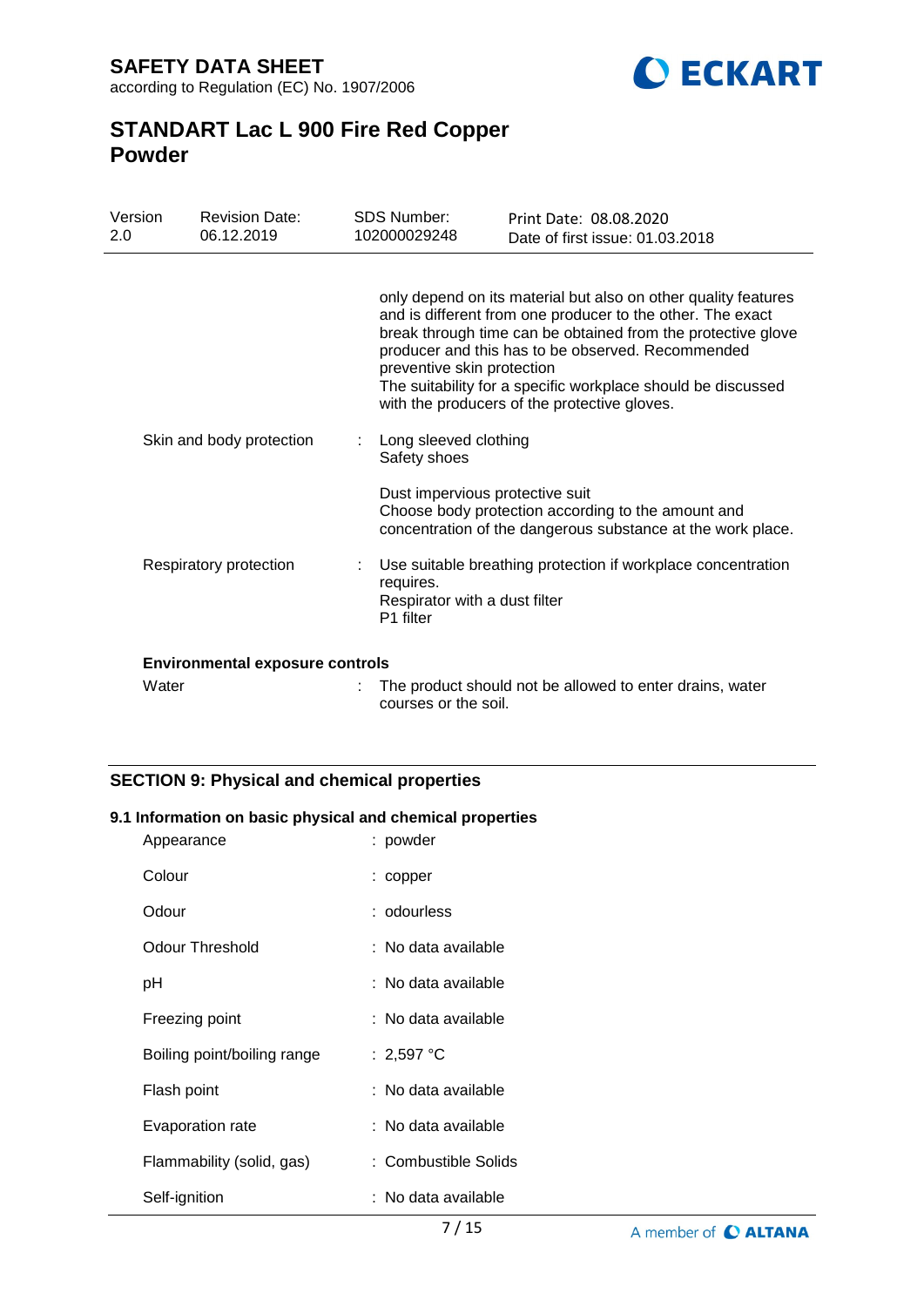only depend on its material but also on other quality features and is different from one producer to the other. The exact break through time can be obtained from the protective glove producer and this has to be observed. Recommended preventive skin protection
The suitability for a specific workplace should be discussed with the producers of the protective gloves.

| | | |
|---|---|---|
| Skin and body protection | : | Long sleeved clothing<br>Safety shoes<br><br>Dust impervious protective suit<br>Choose body protection according to the amount and concentration of the dangerous substance at the work place. |
| Respiratory protection | : | Use suitable breathing protection if workplace concentration requires.<br>Respirator with a dust filter<br>P1 filter |

**Environmental exposure controls**

| | | |
|---|---|---|
| Water | : | The product should not be allowed to enter drains, water courses or the soil. |

## SECTION 9: Physical and chemical properties

### 9.1 Information on basic physical and chemical properties

| | | |
|---|---|---|
| Appearance | : | powder |
| Colour | : | copper |
| Odour | : | odourless |
| Odour Threshold | : | No data available |
| pH | : | No data available |
| Freezing point | : | No data available |
| Boiling point/boiling range | : | 2,597 °C |
| Flash point | : | No data available |
| Evaporation rate | : | No data available |
| Flammability (solid, gas) | : | Combustible Solids |
| Self-ignition | : | No data available |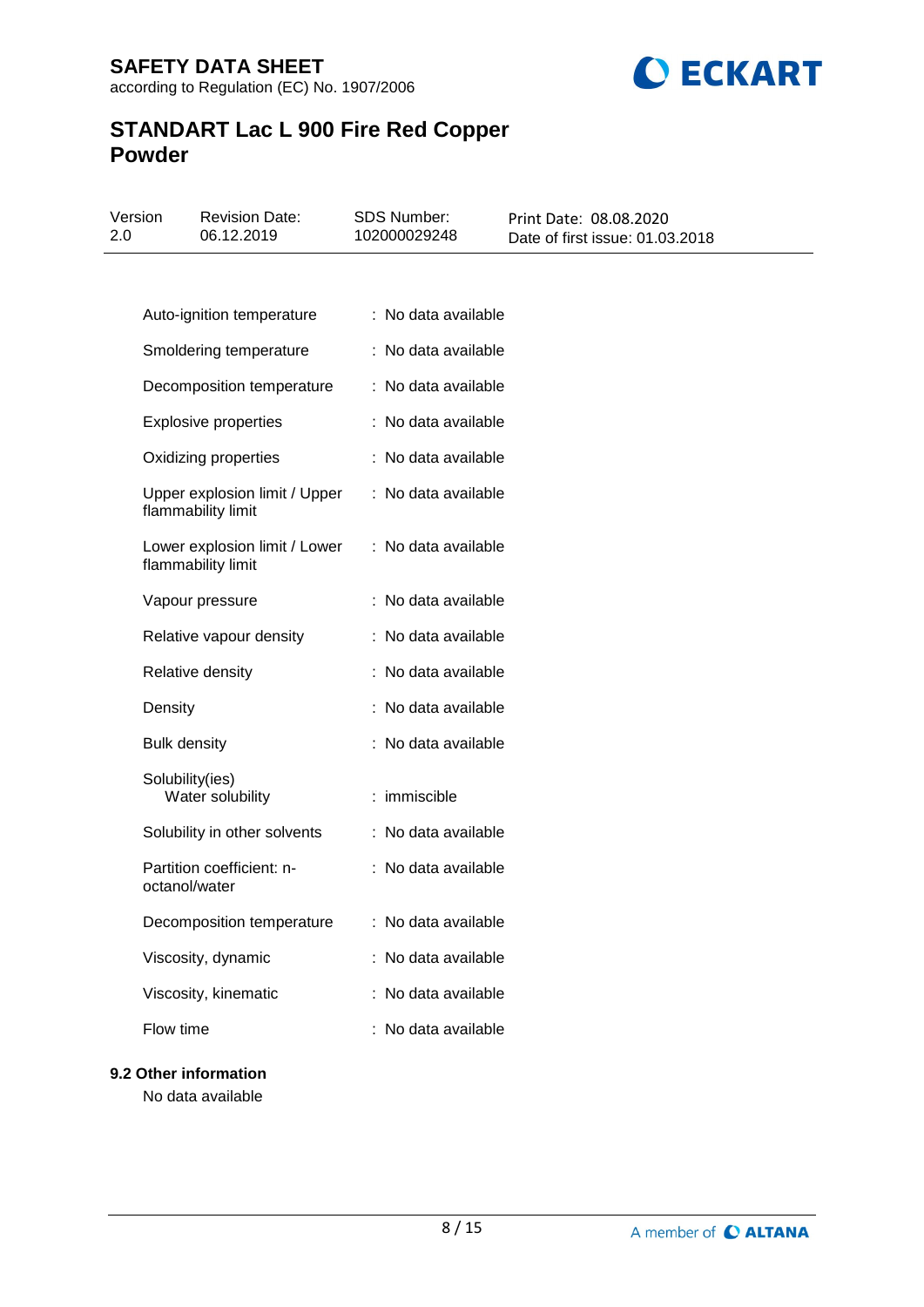| Property | Value |
|---|---|
| Auto-ignition temperature | : No data available |
| Smoldering temperature | : No data available |
| Decomposition temperature | : No data available |
| Explosive properties | : No data available |
| Oxidizing properties | : No data available |
| Upper explosion limit / Upper flammability limit | : No data available |
| Lower explosion limit / Lower flammability limit | : No data available |
| Vapour pressure | : No data available |
| Relative vapour density | : No data available |
| Relative density | : No data available |
| Density | : No data available |
| Bulk density | : No data available |
| Solubility(ies) | |
| Water solubility | : immiscible |
| Solubility in other solvents | : No data available |
| Partition coefficient: n-octanol/water | : No data available |
| Decomposition temperature | : No data available |
| Viscosity, dynamic | : No data available |
| Viscosity, kinematic | : No data available |
| Flow time | : No data available |

**9.2 Other information**

No data available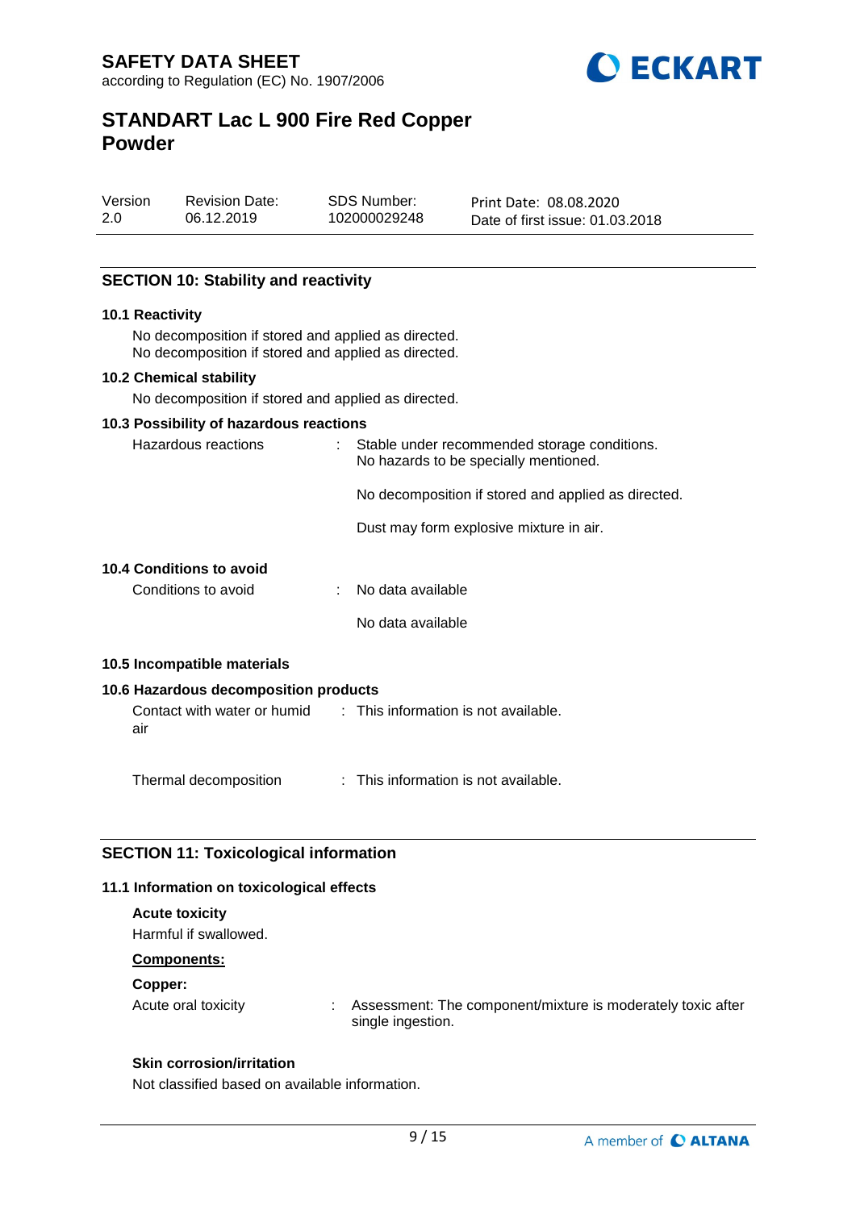## SECTION 10: Stability and reactivity

### 10.1 Reactivity

No decomposition if stored and applied as directed.
No decomposition if stored and applied as directed.

### 10.2 Chemical stability

No decomposition if stored and applied as directed.

### 10.3 Possibility of hazardous reactions

Hazardous reactions : Stable under recommended storage conditions.
No hazards to be specially mentioned.

No decomposition if stored and applied as directed.

Dust may form explosive mixture in air.

### 10.4 Conditions to avoid

Conditions to avoid : No data available

No data available

### 10.5 Incompatible materials

### 10.6 Hazardous decomposition products

Contact with water or humid air : This information is not available.

Thermal decomposition : This information is not available.

## SECTION 11: Toxicological information

### 11.1 Information on toxicological effects

**Acute toxicity**

Harmful if swallowed.

**Components:**

**Copper:**

Acute oral toxicity : Assessment: The component/mixture is moderately toxic after single ingestion.

**Skin corrosion/irritation**

Not classified based on available information.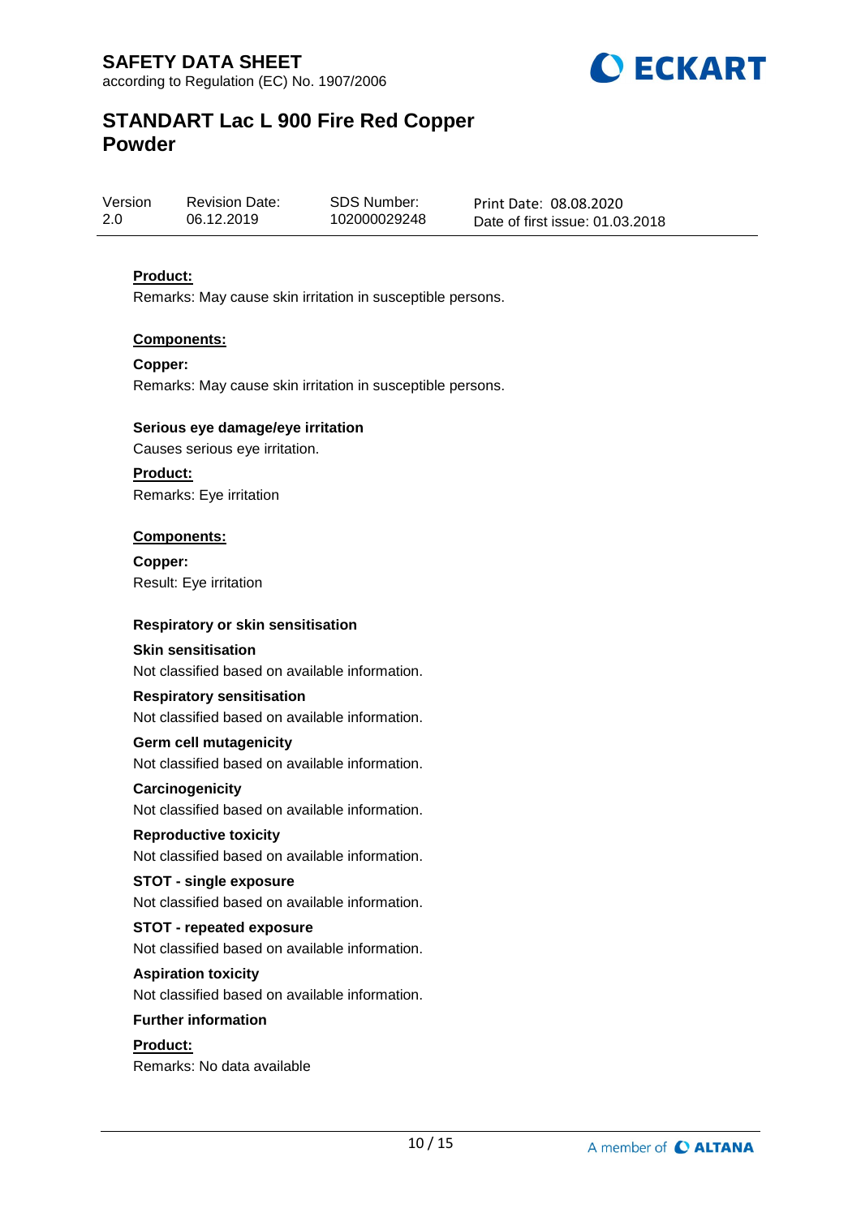**Product:**

Remarks: May cause skin irritation in susceptible persons.

**Components:**

**Copper:**

Remarks: May cause skin irritation in susceptible persons.

**Serious eye damage/eye irritation**

Causes serious eye irritation.

**Product:**

Remarks: Eye irritation

**Components:**

**Copper:**

Result: Eye irritation

**Respiratory or skin sensitisation**

**Skin sensitisation**

Not classified based on available information.

**Respiratory sensitisation**

Not classified based on available information.

**Germ cell mutagenicity**

Not classified based on available information.

**Carcinogenicity**

Not classified based on available information.

**Reproductive toxicity**

Not classified based on available information.

**STOT - single exposure**

Not classified based on available information.

**STOT - repeated exposure**

Not classified based on available information.

**Aspiration toxicity**

Not classified based on available information.

**Further information**

**Product:**

Remarks: No data available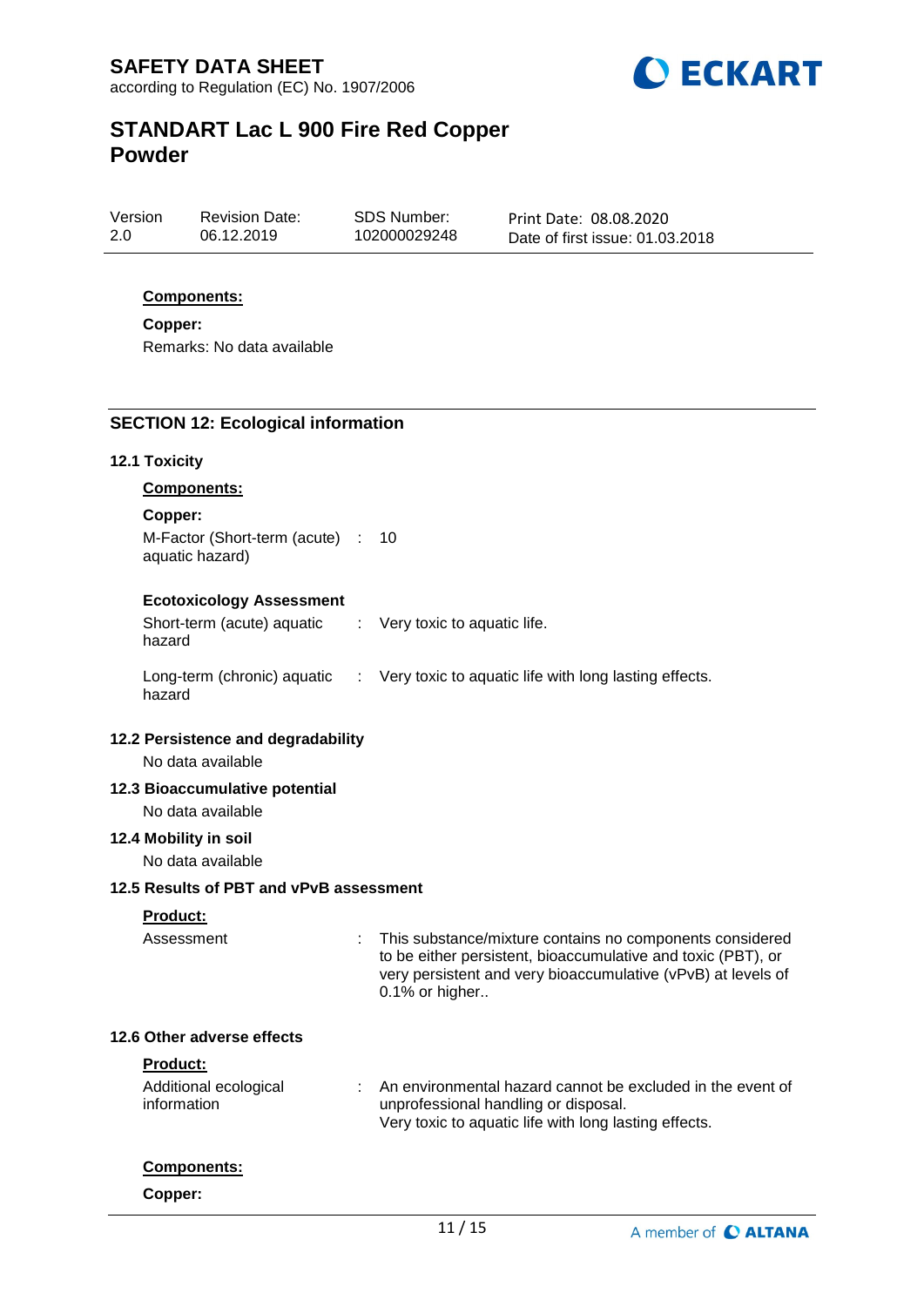**Components:**

**Copper:**

Remarks: No data available

## SECTION 12: Ecological information

### 12.1 Toxicity

**Components:**

**Copper:**

| | | |
|---|---|---|
| M-Factor (Short-term (acute) aquatic hazard) | : | 10 |

**Ecotoxicology Assessment**

| | | |
|---|---|---|
| Short-term (acute) aquatic hazard | : | Very toxic to aquatic life. |
| Long-term (chronic) aquatic hazard | : | Very toxic to aquatic life with long lasting effects. |

### 12.2 Persistence and degradability

No data available

### 12.3 Bioaccumulative potential

No data available

### 12.4 Mobility in soil

No data available

### 12.5 Results of PBT and vPvB assessment

**Product:**

| | | |
|---|---|---|
| Assessment | : | This substance/mixture contains no components considered to be either persistent, bioaccumulative and toxic (PBT), or very persistent and very bioaccumulative (vPvB) at levels of 0.1% or higher.. |

### 12.6 Other adverse effects

**Product:**

| | | |
|---|---|---|
| Additional ecological information | : | An environmental hazard cannot be excluded in the event of unprofessional handling or disposal.<br>Very toxic to aquatic life with long lasting effects. |

**Components:**

**Copper:**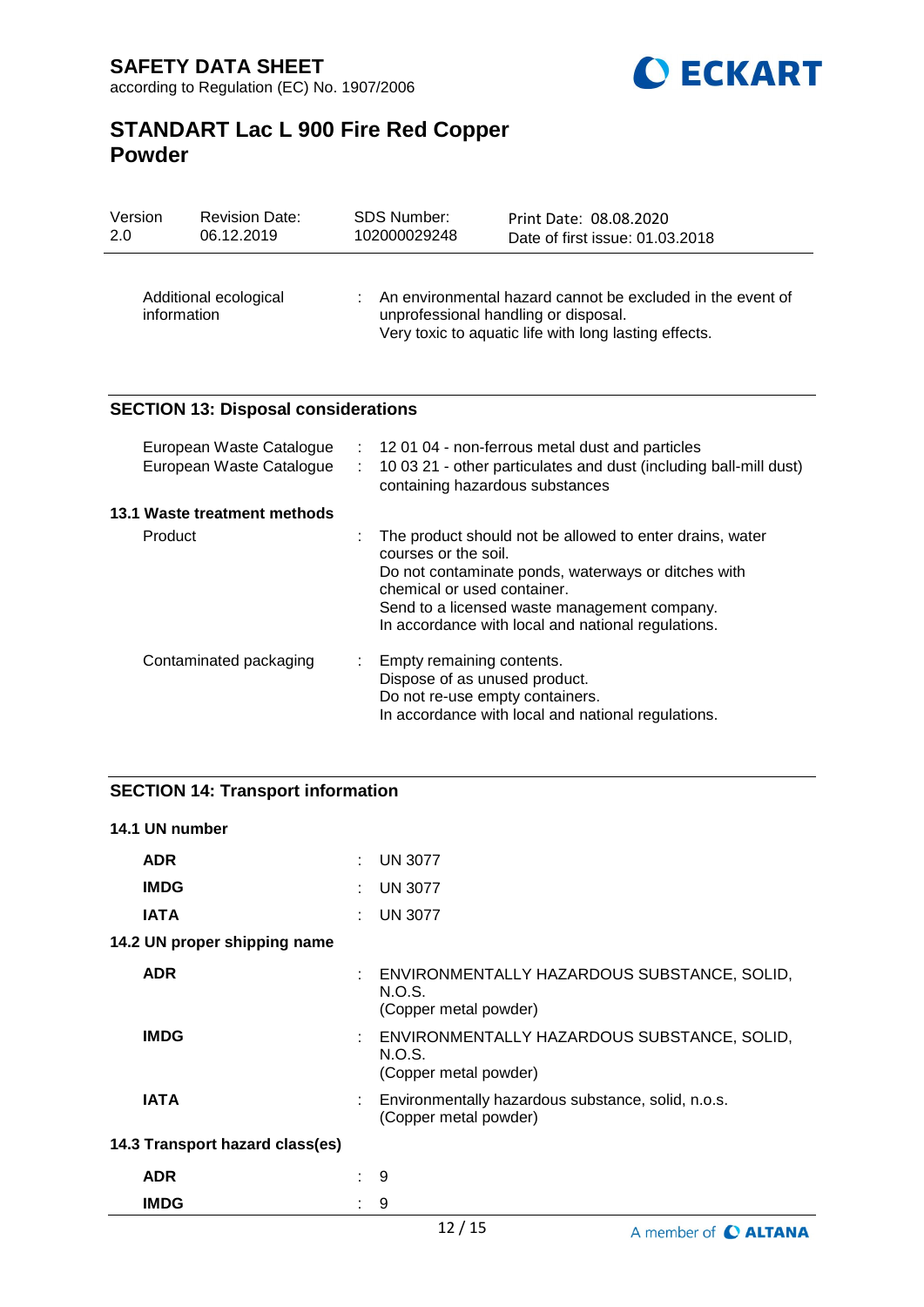Additional ecological information : An environmental hazard cannot be excluded in the event of unprofessional handling or disposal.
Very toxic to aquatic life with long lasting effects.

## SECTION 13: Disposal considerations

| | |
|---|---|
| European Waste Catalogue | 12 01 04 - non-ferrous metal dust and particles |
| European Waste Catalogue | 10 03 21 - other particulates and dust (including ball-mill dust) containing hazardous substances |

### 13.1 Waste treatment methods

| | |
|---|---|
| Product | The product should not be allowed to enter drains, water courses or the soil.<br>Do not contaminate ponds, waterways or ditches with chemical or used container.<br>Send to a licensed waste management company.<br>In accordance with local and national regulations. |
| Contaminated packaging | Empty remaining contents.<br>Dispose of as unused product.<br>Do not re-use empty containers.<br>In accordance with local and national regulations. |

## SECTION 14: Transport information

### 14.1 UN number

| | |
|---|---|
| **ADR** | UN 3077 |
| **IMDG** | UN 3077 |
| **IATA** | UN 3077 |

### 14.2 UN proper shipping name

| | |
|---|---|
| **ADR** | ENVIRONMENTALLY HAZARDOUS SUBSTANCE, SOLID, N.O.S.<br>(Copper metal powder) |
| **IMDG** | ENVIRONMENTALLY HAZARDOUS SUBSTANCE, SOLID, N.O.S.<br>(Copper metal powder) |
| **IATA** | Environmentally hazardous substance, solid, n.o.s.<br>(Copper metal powder) |

### 14.3 Transport hazard class(es)

| | |
|---|---|
| **ADR** | 9 |
| **IMDG** | 9 |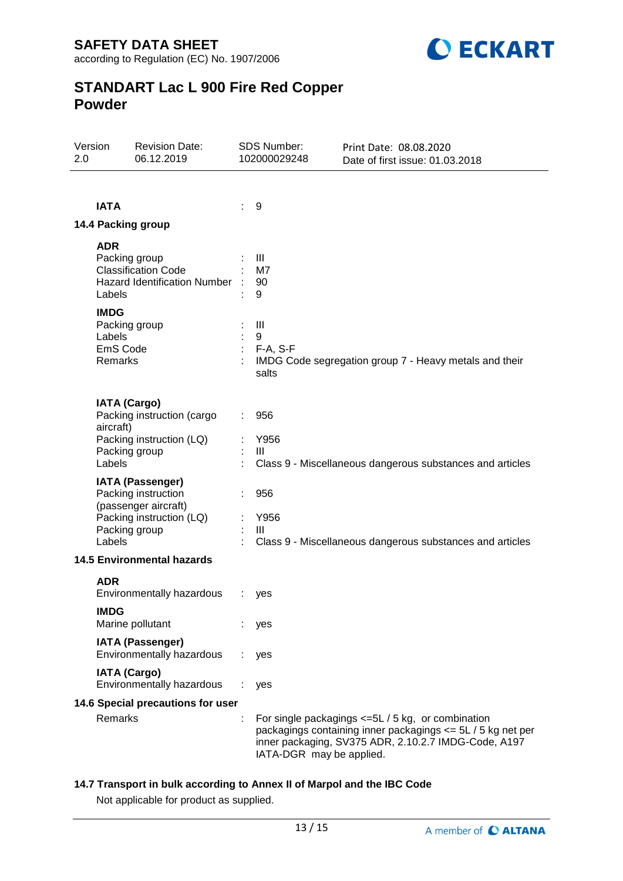**IATA** : 9

### 14.4 Packing group

**ADR**

| | | |
|---|---|---|
| Packing group | : | III |
| Classification Code | : | M7 |
| Hazard Identification Number | : | 90 |
| Labels | : | 9 |

**IMDG**

| | | |
|---|---|---|
| Packing group | : | III |
| Labels | : | 9 |
| EmS Code | : | F-A, S-F |
| Remarks | : | IMDG Code segregation group 7 - Heavy metals and their salts |

**IATA (Cargo)**

| | | |
|---|---|---|
| Packing instruction (cargo aircraft) | : | 956 |
| Packing instruction (LQ) | : | Y956 |
| Packing group | : | III |
| Labels | : | Class 9 - Miscellaneous dangerous substances and articles |

**IATA (Passenger)**

| | | |
|---|---|---|
| Packing instruction (passenger aircraft) | : | 956 |
| Packing instruction (LQ) | : | Y956 |
| Packing group | : | III |
| Labels | : | Class 9 - Miscellaneous dangerous substances and articles |

### 14.5 Environmental hazards

**ADR**
Environmentally hazardous : yes

**IMDG**
Marine pollutant : yes

**IATA (Passenger)**
Environmentally hazardous : yes

**IATA (Cargo)**
Environmentally hazardous : yes

### 14.6 Special precautions for user

Remarks : For single packagings <=5L / 5 kg, or combination packagings containing inner packagings <= 5L / 5 kg net per inner packaging, SV375 ADR, 2.10.2.7 IMDG-Code, A197 IATA-DGR may be applied.

### 14.7 Transport in bulk according to Annex II of Marpol and the IBC Code

Not applicable for product as supplied.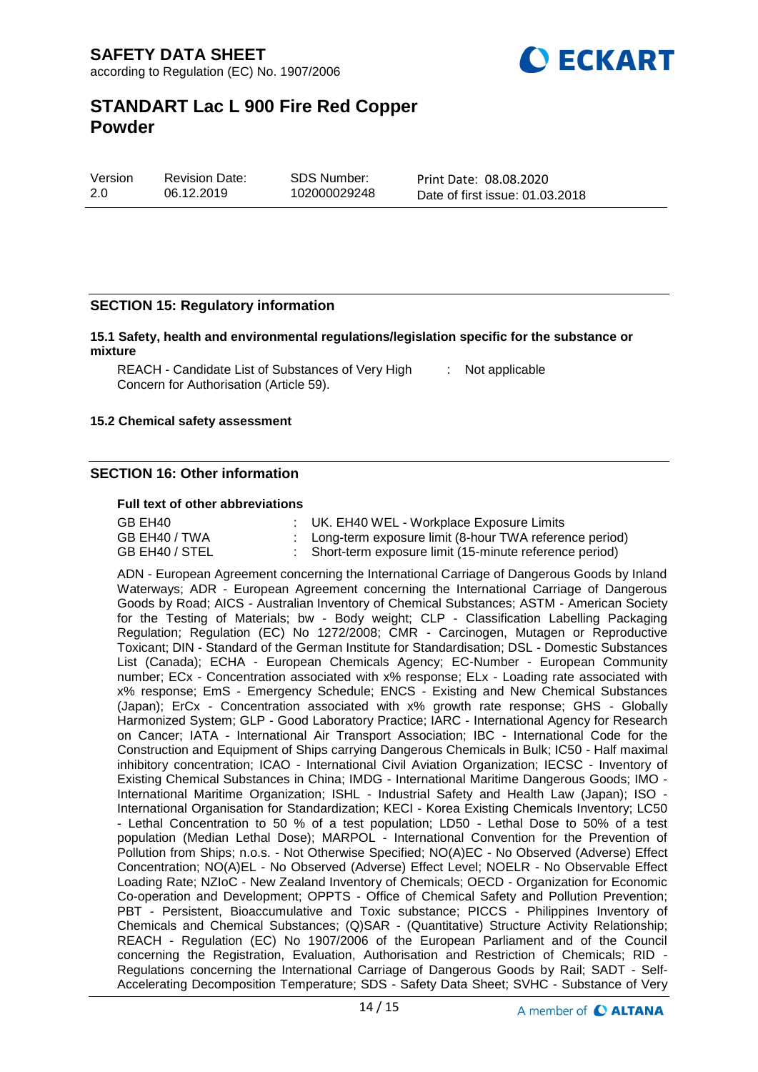## SECTION 15: Regulatory information

### 15.1 Safety, health and environmental regulations/legislation specific for the substance or mixture

REACH - Candidate List of Substances of Very High Concern for Authorisation (Article 59). : Not applicable

### 15.2 Chemical safety assessment

## SECTION 16: Other information

**Full text of other abbreviations**

| | |
|---|---|
| GB EH40 | : UK. EH40 WEL - Workplace Exposure Limits |
| GB EH40 / TWA | : Long-term exposure limit (8-hour TWA reference period) |
| GB EH40 / STEL | : Short-term exposure limit (15-minute reference period) |

ADN - European Agreement concerning the International Carriage of Dangerous Goods by Inland Waterways; ADR - European Agreement concerning the International Carriage of Dangerous Goods by Road; AICS - Australian Inventory of Chemical Substances; ASTM - American Society for the Testing of Materials; bw - Body weight; CLP - Classification Labelling Packaging Regulation; Regulation (EC) No 1272/2008; CMR - Carcinogen, Mutagen or Reproductive Toxicant; DIN - Standard of the German Institute for Standardisation; DSL - Domestic Substances List (Canada); ECHA - European Chemicals Agency; EC-Number - European Community number; ECx - Concentration associated with x% response; ELx - Loading rate associated with x% response; EmS - Emergency Schedule; ENCS - Existing and New Chemical Substances (Japan); ErCx - Concentration associated with x% growth rate response; GHS - Globally Harmonized System; GLP - Good Laboratory Practice; IARC - International Agency for Research on Cancer; IATA - International Air Transport Association; IBC - International Code for the Construction and Equipment of Ships carrying Dangerous Chemicals in Bulk; IC50 - Half maximal inhibitory concentration; ICAO - International Civil Aviation Organization; IECSC - Inventory of Existing Chemical Substances in China; IMDG - International Maritime Dangerous Goods; IMO - International Maritime Organization; ISHL - Industrial Safety and Health Law (Japan); ISO - International Organisation for Standardization; KECI - Korea Existing Chemicals Inventory; LC50 - Lethal Concentration to 50 % of a test population; LD50 - Lethal Dose to 50% of a test population (Median Lethal Dose); MARPOL - International Convention for the Prevention of Pollution from Ships; n.o.s. - Not Otherwise Specified; NO(A)EC - No Observed (Adverse) Effect Concentration; NO(A)EL - No Observed (Adverse) Effect Level; NOELR - No Observable Effect Loading Rate; NZIoC - New Zealand Inventory of Chemicals; OECD - Organization for Economic Co-operation and Development; OPPTS - Office of Chemical Safety and Pollution Prevention; PBT - Persistent, Bioaccumulative and Toxic substance; PICCS - Philippines Inventory of Chemicals and Chemical Substances; (Q)SAR - (Quantitative) Structure Activity Relationship; REACH - Regulation (EC) No 1907/2006 of the European Parliament and of the Council concerning the Registration, Evaluation, Authorisation and Restriction of Chemicals; RID - Regulations concerning the International Carriage of Dangerous Goods by Rail; SADT - Self-Accelerating Decomposition Temperature; SDS - Safety Data Sheet; SVHC - Substance of Very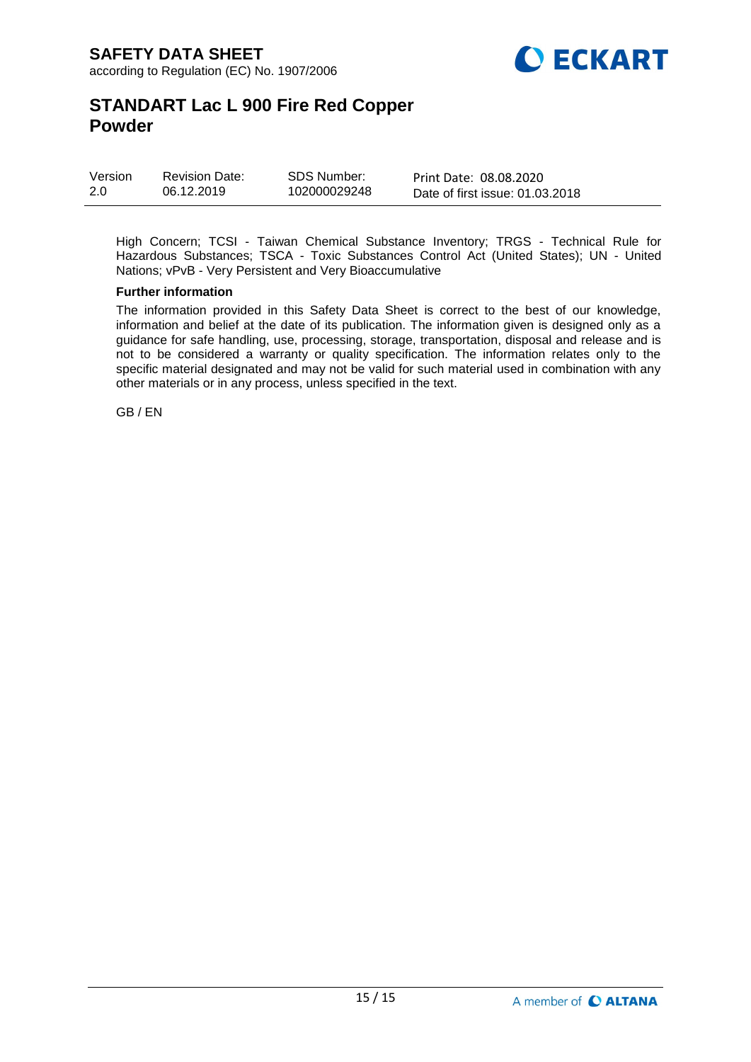High Concern; TCSI - Taiwan Chemical Substance Inventory; TRGS - Technical Rule for Hazardous Substances; TSCA - Toxic Substances Control Act (United States); UN - United Nations; vPvB - Very Persistent and Very Bioaccumulative

**Further information**

The information provided in this Safety Data Sheet is correct to the best of our knowledge, information and belief at the date of its publication. The information given is designed only as a guidance for safe handling, use, processing, storage, transportation, disposal and release and is not to be considered a warranty or quality specification. The information relates only to the specific material designated and may not be valid for such material used in combination with any other materials or in any process, unless specified in the text.

GB / EN